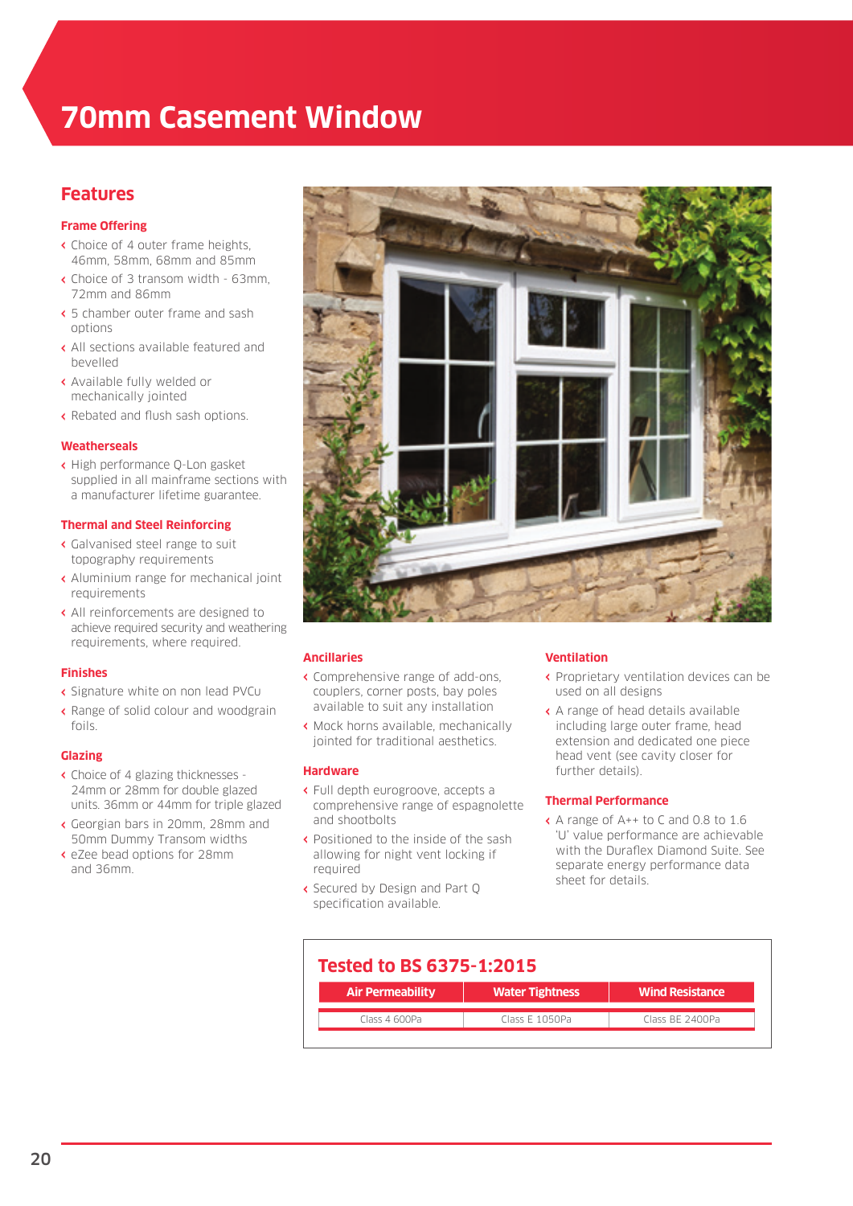# 70mm Casement Window

## Features

### Frame Offering

- Choice of 4 outer frame heights, 46mm, 58mm, 68mm and 85mm
- Choice of 3 transom width - 63mm, 72mm and 86mm
- 5 chamber outer frame and sash options
- All sections available featured and bevelled
- Available fully welded or mechanically jointed
- Rebated and flush sash options.

### Weatherseals

- High performance Q-Lon gasket supplied in all mainframe sections with a manufacturer lifetime guarantee.

### Thermal and Steel Reinforcing

- Galvanised steel range to suit topography requirements
- Aluminium range for mechanical joint requirements
- All reinforcements are designed to achieve required security and weathering requirements, where required.

### Finishes

- Signature white on non lead PVCu
- Range of solid colour and woodgrain foils.

### Glazing

- Choice of 4 glazing thicknesses - 24mm or 28mm for double glazed units. 36mm or 44mm for triple glazed
- Georgian bars in 20mm, 28mm and 50mm Dummy Transom widths
- eZee bead options for 28mm and 36mm.

### Ancillaries

- Comprehensive range of add-ons, couplers, corner posts, bay poles available to suit any installation
- Mock horns available, mechanically jointed for traditional aesthetics.

### Hardware

- Full depth eurogroove, accepts a comprehensive range of espagnolette and shootbolts
- Positioned to the inside of the sash allowing for night vent locking if required
- Secured by Design and Part Q specification available.

### Ventilation

- Proprietary ventilation devices can be used on all designs
- A range of head details available including large outer frame, head extension and dedicated one piece head vent (see cavity closer for further details).

### Thermal Performance

- A range of A++ to C and 0.8 to 1.6 'U' value performance are achievable with the Duraflex Diamond Suite. See separate energy performance data sheet for details.

## Tested to BS 6375-1:2015

| Air Permeability | Water Tightness | Wind Resistance |
|---|---|---|
| Class 4 600Pa | Class E 1050Pa | Class BE 2400Pa |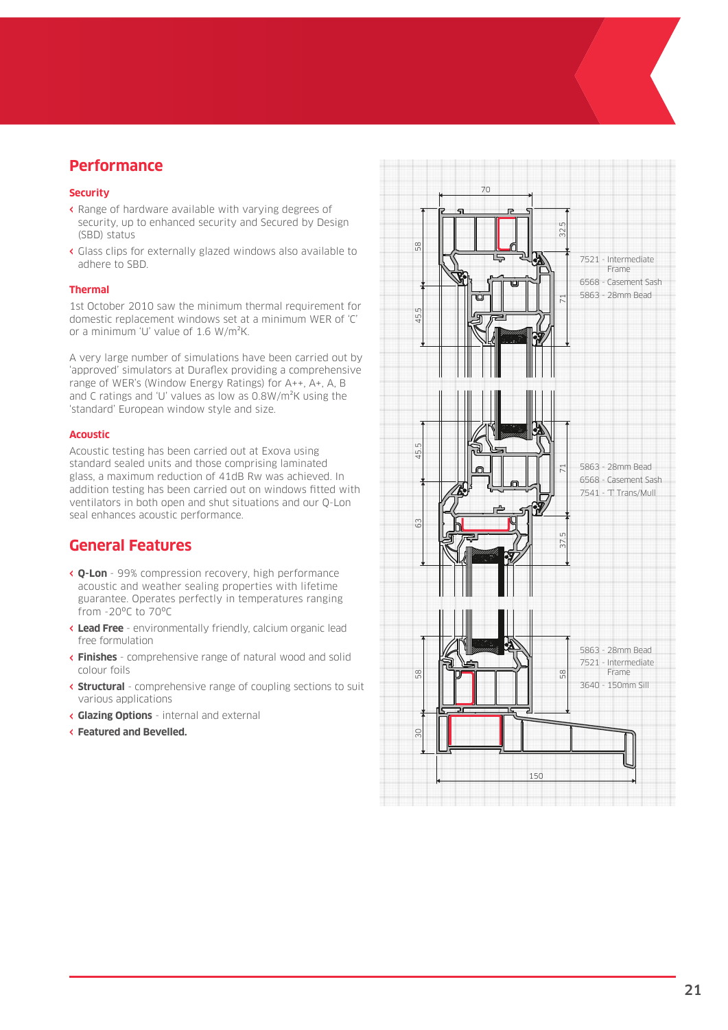## Performance

### Security

- Range of hardware available with varying degrees of security, up to enhanced security and Secured by Design (SBD) status
- Glass clips for externally glazed windows also available to adhere to SBD.

### Thermal

1st October 2010 saw the minimum thermal requirement for domestic replacement windows set at a minimum WER of 'C' or a minimum 'U' value of 1.6 W/m²K.

A very large number of simulations have been carried out by 'approved' simulators at Duraflex providing a comprehensive range of WER's (Window Energy Ratings) for A++, A+, A, B and C ratings and 'U' values as low as 0.8W/m²K using the 'standard' European window style and size.

### Acoustic

Acoustic testing has been carried out at Exova using standard sealed units and those comprising laminated glass, a maximum reduction of 41dB Rw was achieved. In addition testing has been carried out on windows fitted with ventilators in both open and shut situations and our Q-Lon seal enhances acoustic performance.

## General Features

- **Q-Lon** - 99% compression recovery, high performance acoustic and weather sealing properties with lifetime guarantee. Operates perfectly in temperatures ranging from -20°C to 70°C
- **Lead Free** - environmentally friendly, calcium organic lead free formulation
- **Finishes** - comprehensive range of natural wood and solid colour foils
- **Structural** - comprehensive range of coupling sections to suit various applications
- **Glazing Options** - internal and external
- **Featured and Bevelled.**

70

58

45.5

32.5

71

7521 - Intermediate Frame

6568 - Casement Sash

5863 - 28mm Bead

45.5

63

71

37.5

5863 - 28mm Bead

6568 - Casement Sash

7541 - 'T' Trans/Mull

58

30

58

5863 - 28mm Bead

7521 - Intermediate Frame

3640 - 150mm Sill

150